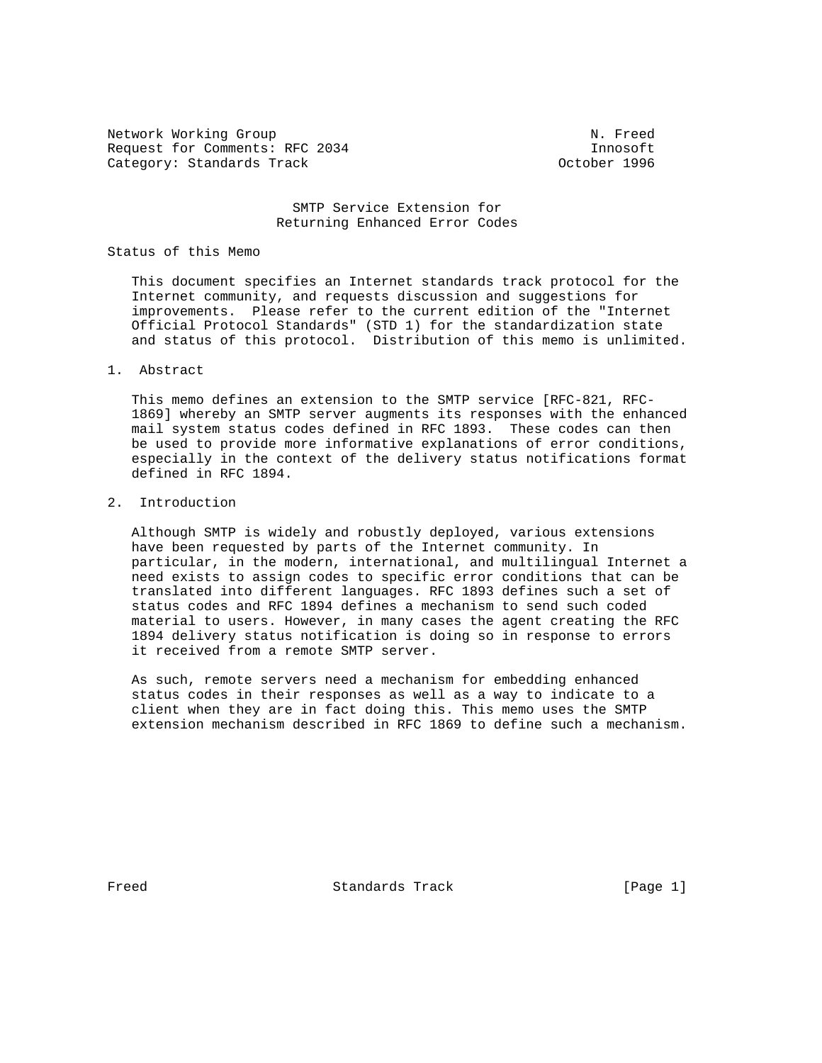Network Working Group N. Freed
Request for Comments: RFC 2034 Innosoft
Category: Standards Track October 1996

# SMTP Service Extension for Returning Enhanced Error Codes

## Status of this Memo

This document specifies an Internet standards track protocol for the Internet community, and requests discussion and suggestions for improvements. Please refer to the current edition of the "Internet Official Protocol Standards" (STD 1) for the standardization state and status of this protocol. Distribution of this memo is unlimited.

## 1. Abstract

This memo defines an extension to the SMTP service [RFC-821, RFC-1869] whereby an SMTP server augments its responses with the enhanced mail system status codes defined in RFC 1893. These codes can then be used to provide more informative explanations of error conditions, especially in the context of the delivery status notifications format defined in RFC 1894.

## 2. Introduction

Although SMTP is widely and robustly deployed, various extensions have been requested by parts of the Internet community. In particular, in the modern, international, and multilingual Internet a need exists to assign codes to specific error conditions that can be translated into different languages. RFC 1893 defines such a set of status codes and RFC 1894 defines a mechanism to send such coded material to users. However, in many cases the agent creating the RFC 1894 delivery status notification is doing so in response to errors it received from a remote SMTP server.

As such, remote servers need a mechanism for embedding enhanced status codes in their responses as well as a way to indicate to a client when they are in fact doing this. This memo uses the SMTP extension mechanism described in RFC 1869 to define such a mechanism.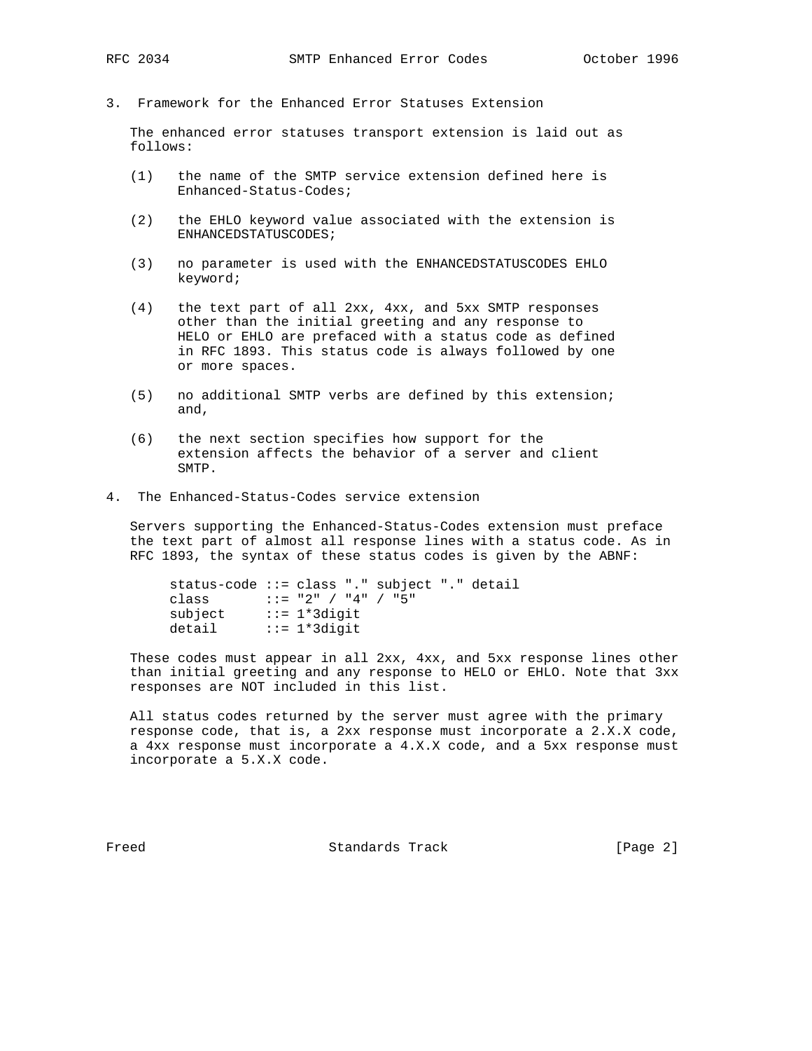## 3. Framework for the Enhanced Error Statuses Extension

The enhanced error statuses transport extension is laid out as follows:

(1) the name of the SMTP service extension defined here is Enhanced-Status-Codes;

(2) the EHLO keyword value associated with the extension is ENHANCEDSTATUSCODES;

(3) no parameter is used with the ENHANCEDSTATUSCODES EHLO keyword;

(4) the text part of all 2xx, 4xx, and 5xx SMTP responses other than the initial greeting and any response to HELO or EHLO are prefaced with a status code as defined in RFC 1893. This status code is always followed by one or more spaces.

(5) no additional SMTP verbs are defined by this extension; and,

(6) the next section specifies how support for the extension affects the behavior of a server and client SMTP.

## 4. The Enhanced-Status-Codes service extension

Servers supporting the Enhanced-Status-Codes extension must preface the text part of almost all response lines with a status code. As in RFC 1893, the syntax of these status codes is given by the ABNF:

```
status-code ::= class "." subject "." detail
class       ::= "2" / "4" / "5"
subject     ::= 1*3digit
detail      ::= 1*3digit
```

These codes must appear in all 2xx, 4xx, and 5xx response lines other than initial greeting and any response to HELO or EHLO. Note that 3xx responses are NOT included in this list.

All status codes returned by the server must agree with the primary response code, that is, a 2xx response must incorporate a 2.X.X code, a 4xx response must incorporate a 4.X.X code, and a 5xx response must incorporate a 5.X.X code.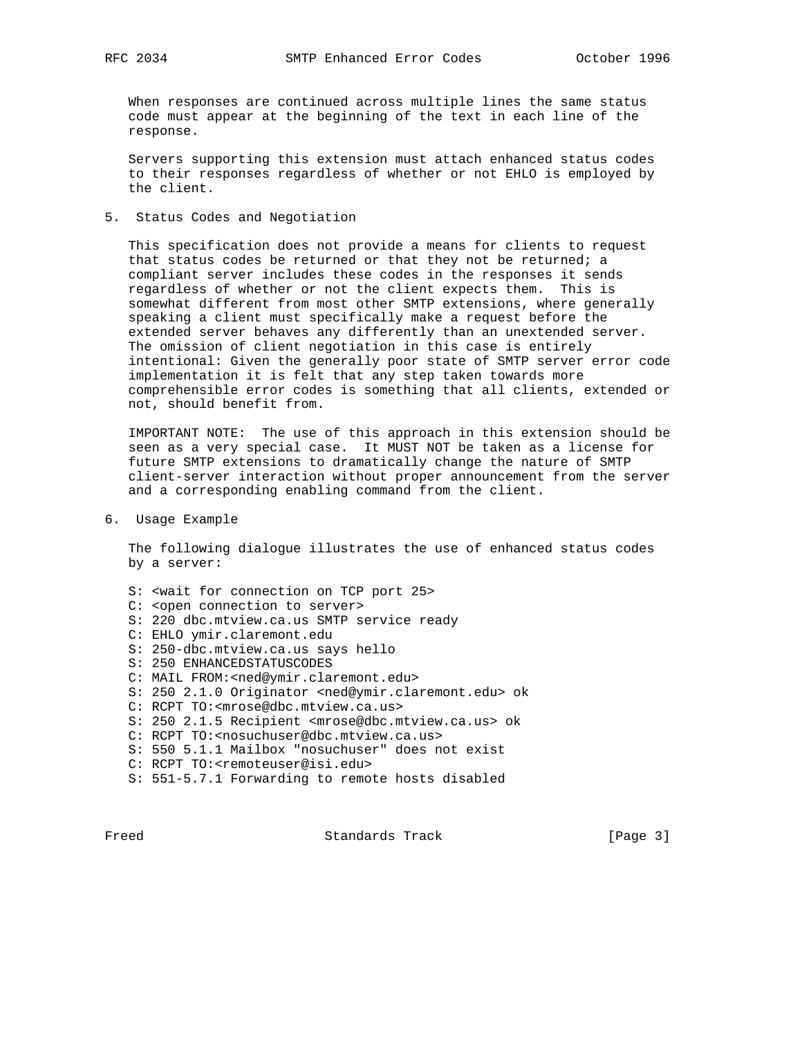When responses are continued across multiple lines the same status code must appear at the beginning of the text in each line of the response.

Servers supporting this extension must attach enhanced status codes to their responses regardless of whether or not EHLO is employed by the client.

## 5. Status Codes and Negotiation

This specification does not provide a means for clients to request that status codes be returned or that they not be returned; a compliant server includes these codes in the responses it sends regardless of whether or not the client expects them. This is somewhat different from most other SMTP extensions, where generally speaking a client must specifically make a request before the extended server behaves any differently than an unextended server. The omission of client negotiation in this case is entirely intentional: Given the generally poor state of SMTP server error code implementation it is felt that any step taken towards more comprehensible error codes is something that all clients, extended or not, should benefit from.

IMPORTANT NOTE: The use of this approach in this extension should be seen as a very special case. It MUST NOT be taken as a license for future SMTP extensions to dramatically change the nature of SMTP client-server interaction without proper announcement from the server and a corresponding enabling command from the client.

## 6. Usage Example

The following dialogue illustrates the use of enhanced status codes by a server:

```
S: <wait for connection on TCP port 25>
C: <open connection to server>
S: 220 dbc.mtview.ca.us SMTP service ready
C: EHLO ymir.claremont.edu
S: 250-dbc.mtview.ca.us says hello
S: 250 ENHANCEDSTATUSCODES
C: MAIL FROM:<ned@ymir.claremont.edu>
S: 250 2.1.0 Originator <ned@ymir.claremont.edu> ok
C: RCPT TO:<mrose@dbc.mtview.ca.us>
S: 250 2.1.5 Recipient <mrose@dbc.mtview.ca.us> ok
C: RCPT TO:<nosuchuser@dbc.mtview.ca.us>
S: 550 5.1.1 Mailbox "nosuchuser" does not exist
C: RCPT TO:<remoteuser@isi.edu>
S: 551-5.7.1 Forwarding to remote hosts disabled
```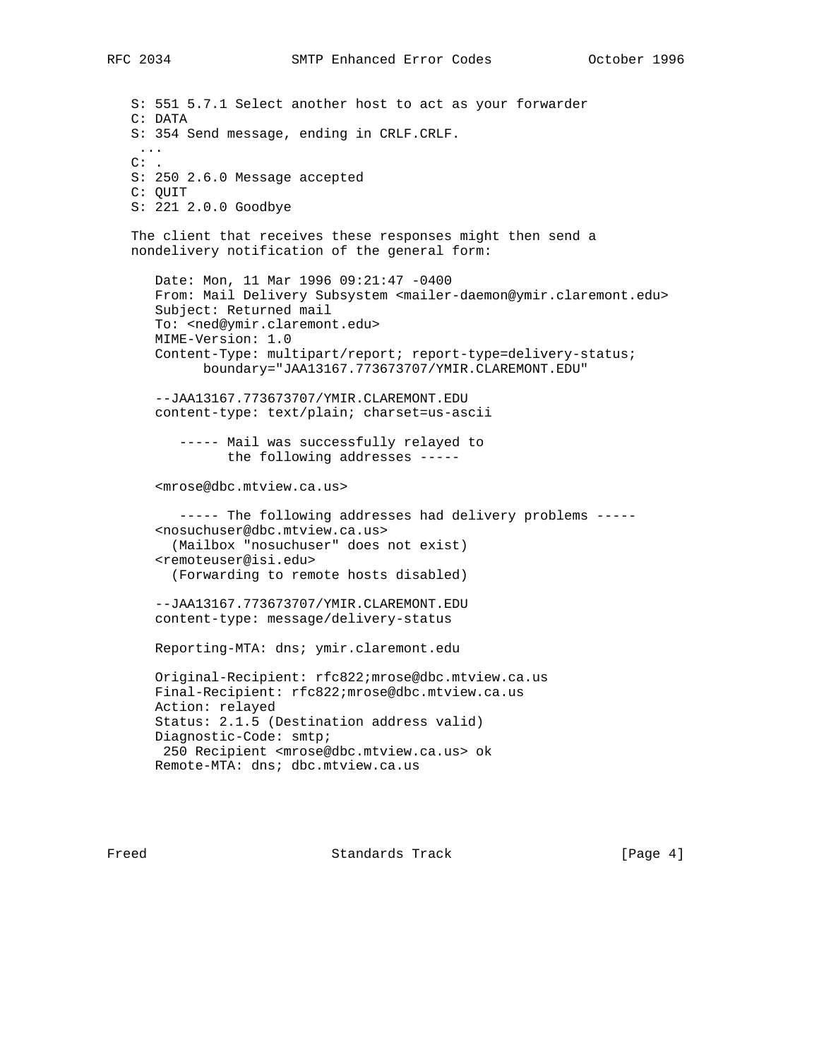```
S: 551 5.7.1 Select another host to act as your forwarder
C: DATA
S: 354 Send message, ending in CRLF.CRLF.
 ...
C: .
S: 250 2.6.0 Message accepted
C: QUIT
S: 221 2.0.0 Goodbye
```

The client that receives these responses might then send a nondelivery notification of the general form:

```
   Date: Mon, 11 Mar 1996 09:21:47 -0400
   From: Mail Delivery Subsystem <mailer-daemon@ymir.claremont.edu>
   Subject: Returned mail
   To: <ned@ymir.claremont.edu>
   MIME-Version: 1.0
   Content-Type: multipart/report; report-type=delivery-status;
         boundary="JAA13167.773673707/YMIR.CLAREMONT.EDU"

   --JAA13167.773673707/YMIR.CLAREMONT.EDU
   content-type: text/plain; charset=us-ascii

      ----- Mail was successfully relayed to
            the following addresses -----

   <mrose@dbc.mtview.ca.us>

      ----- The following addresses had delivery problems -----
   <nosuchuser@dbc.mtview.ca.us>
     (Mailbox "nosuchuser" does not exist)
   <remoteuser@isi.edu>
     (Forwarding to remote hosts disabled)

   --JAA13167.773673707/YMIR.CLAREMONT.EDU
   content-type: message/delivery-status

   Reporting-MTA: dns; ymir.claremont.edu

   Original-Recipient: rfc822;mrose@dbc.mtview.ca.us
   Final-Recipient: rfc822;mrose@dbc.mtview.ca.us
   Action: relayed
   Status: 2.1.5 (Destination address valid)
   Diagnostic-Code: smtp;
    250 Recipient <mrose@dbc.mtview.ca.us> ok
   Remote-MTA: dns; dbc.mtview.ca.us
```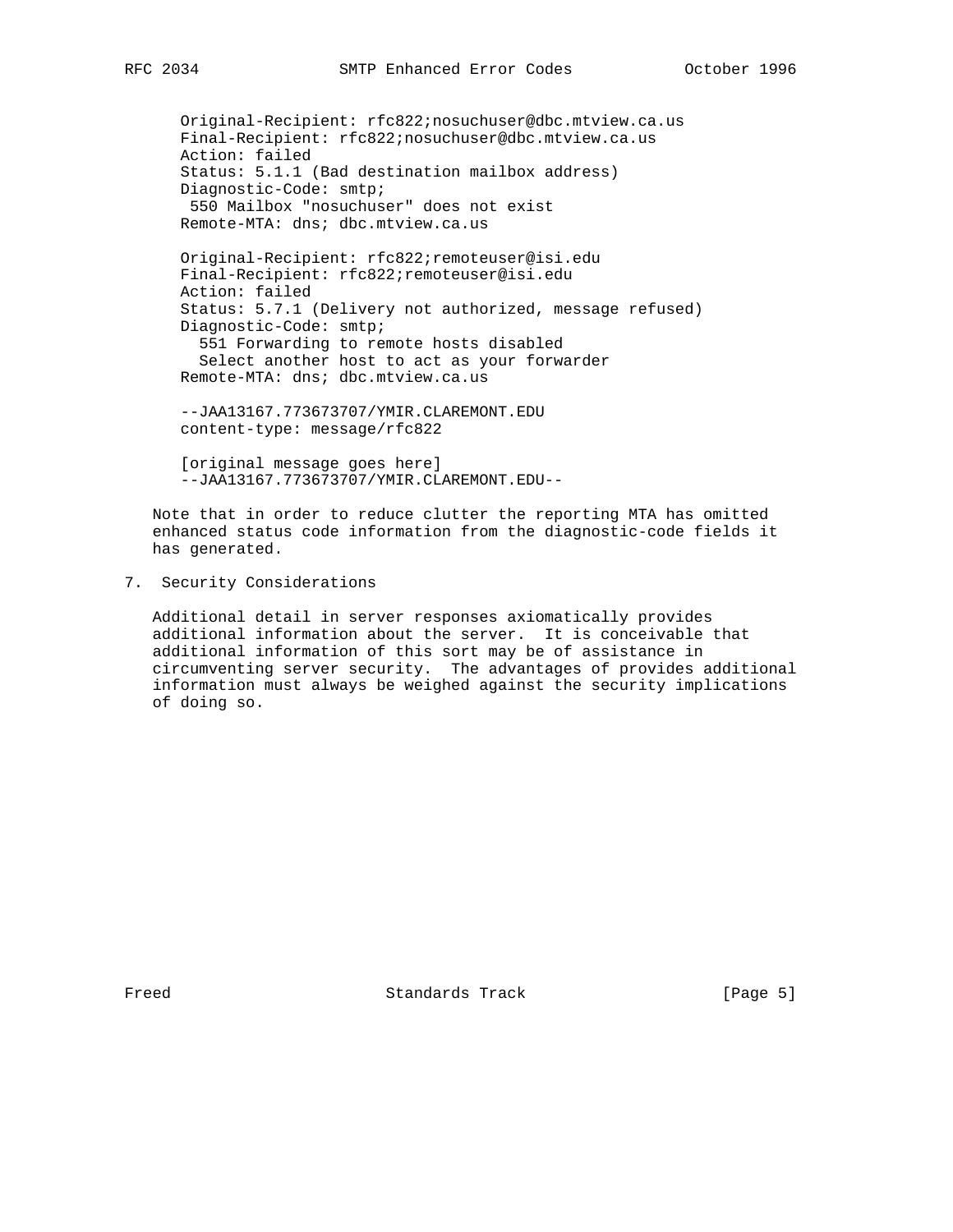```
Original-Recipient: rfc822;nosuchuser@dbc.mtview.ca.us
Final-Recipient: rfc822;nosuchuser@dbc.mtview.ca.us
Action: failed
Status: 5.1.1 (Bad destination mailbox address)
Diagnostic-Code: smtp;
 550 Mailbox "nosuchuser" does not exist
Remote-MTA: dns; dbc.mtview.ca.us

Original-Recipient: rfc822;remoteuser@isi.edu
Final-Recipient: rfc822;remoteuser@isi.edu
Action: failed
Status: 5.7.1 (Delivery not authorized, message refused)
Diagnostic-Code: smtp;
  551 Forwarding to remote hosts disabled
  Select another host to act as your forwarder
Remote-MTA: dns; dbc.mtview.ca.us

--JAA13167.773673707/YMIR.CLAREMONT.EDU
content-type: message/rfc822

[original message goes here]
--JAA13167.773673707/YMIR.CLAREMONT.EDU--
```

Note that in order to reduce clutter the reporting MTA has omitted enhanced status code information from the diagnostic-code fields it has generated.

## 7. Security Considerations

Additional detail in server responses axiomatically provides additional information about the server. It is conceivable that additional information of this sort may be of assistance in circumventing server security. The advantages of provides additional information must always be weighed against the security implications of doing so.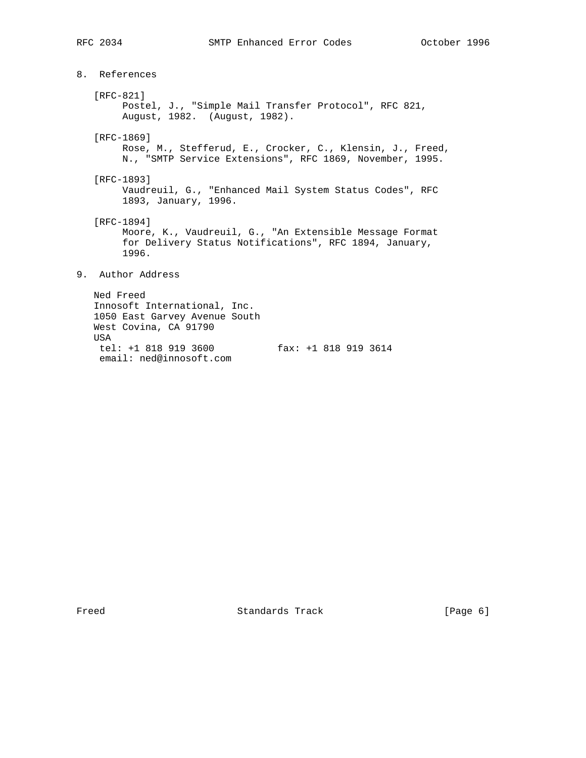## 8. References

[RFC-821]
Postel, J., "Simple Mail Transfer Protocol", RFC 821, August, 1982. (August, 1982).

[RFC-1869]
Rose, M., Stefferud, E., Crocker, C., Klensin, J., Freed, N., "SMTP Service Extensions", RFC 1869, November, 1995.

[RFC-1893]
Vaudreuil, G., "Enhanced Mail System Status Codes", RFC 1893, January, 1996.

[RFC-1894]
Moore, K., Vaudreuil, G., "An Extensible Message Format for Delivery Status Notifications", RFC 1894, January, 1996.

## 9. Author Address

Ned Freed
Innosoft International, Inc.
1050 East Garvey Avenue South
West Covina, CA 91790
USA
tel: +1 818 919 3600 fax: +1 818 919 3614
email: ned@innosoft.com